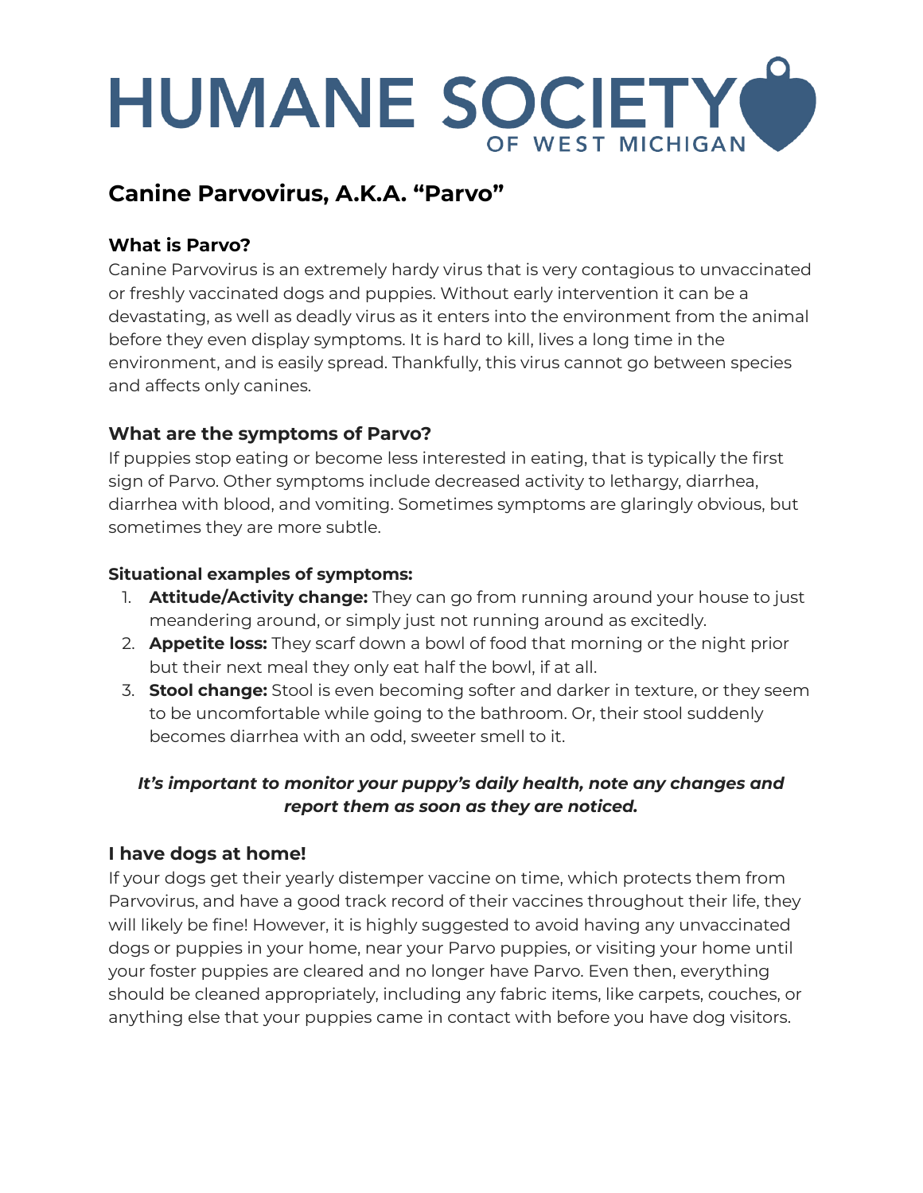# HUMANE SOCIETY OF WEST MICHIGAN

## Canine Parvovirus, A.K.A. "Parvo"

### What is Parvo?

Canine Parvovirus is an extremely hardy virus that is very contagious to unvaccinated or freshly vaccinated dogs and puppies. Without early intervention it can be a devastating, as well as deadly virus as it enters into the environment from the animal before they even display symptoms. It is hard to kill, lives a long time in the environment, and is easily spread. Thankfully, this virus cannot go between species and affects only canines.

### What are the symptoms of Parvo?

If puppies stop eating or become less interested in eating, that is typically the first sign of Parvo. Other symptoms include decreased activity to lethargy, diarrhea, diarrhea with blood, and vomiting. Sometimes symptoms are glaringly obvious, but sometimes they are more subtle.

**Situational examples of symptoms:**

1. **Attitude/Activity change:** They can go from running around your house to just meandering around, or simply just not running around as excitedly.
2. **Appetite loss:** They scarf down a bowl of food that morning or the night prior but their next meal they only eat half the bowl, if at all.
3. **Stool change:** Stool is even becoming softer and darker in texture, or they seem to be uncomfortable while going to the bathroom. Or, their stool suddenly becomes diarrhea with an odd, sweeter smell to it.

***It's important to monitor your puppy's daily health, note any changes and report them as soon as they are noticed.***

### I have dogs at home!

If your dogs get their yearly distemper vaccine on time, which protects them from Parvovirus, and have a good track record of their vaccines throughout their life, they will likely be fine! However, it is highly suggested to avoid having any unvaccinated dogs or puppies in your home, near your Parvo puppies, or visiting your home until your foster puppies are cleared and no longer have Parvo. Even then, everything should be cleaned appropriately, including any fabric items, like carpets, couches, or anything else that your puppies came in contact with before you have dog visitors.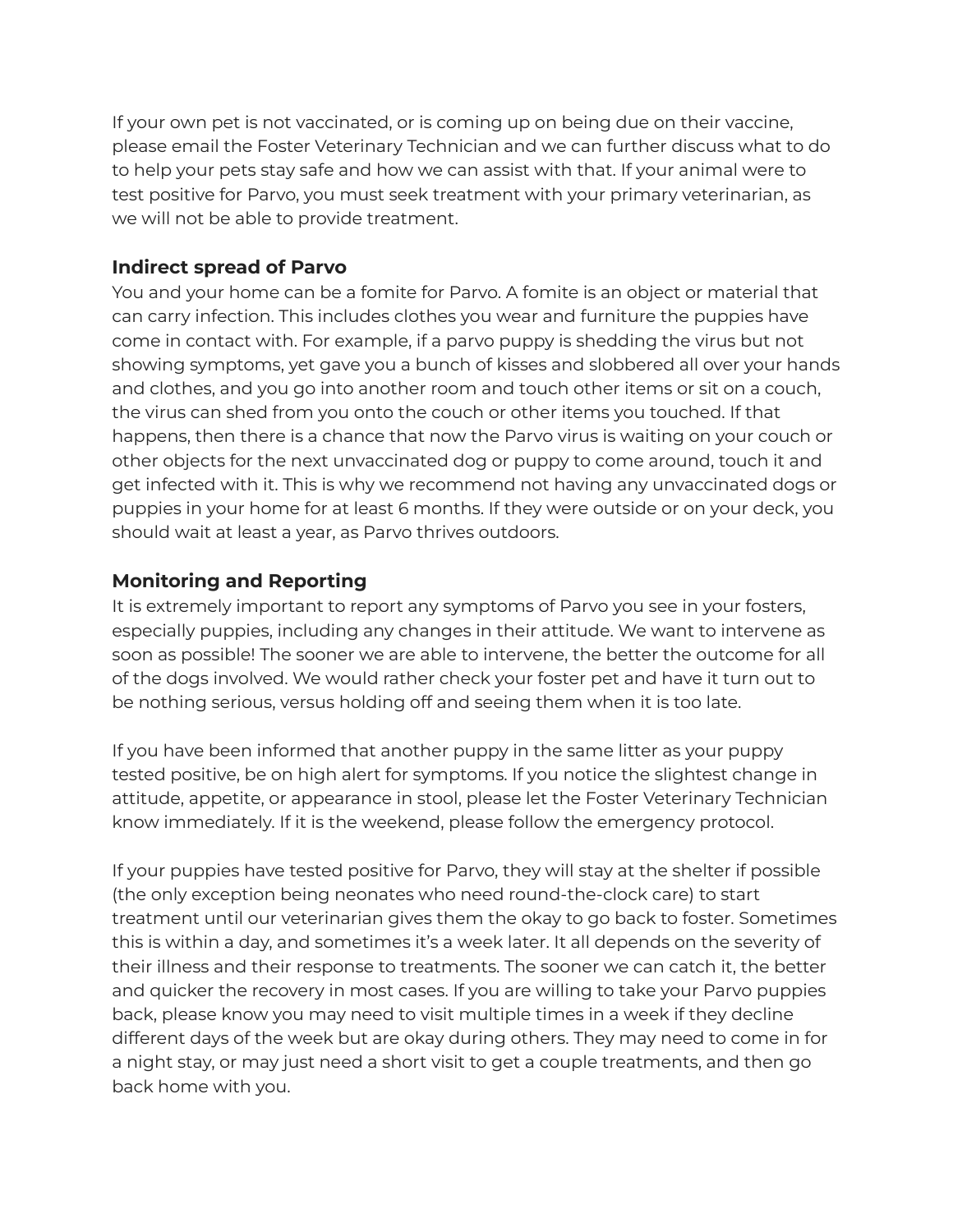If your own pet is not vaccinated, or is coming up on being due on their vaccine, please email the Foster Veterinary Technician and we can further discuss what to do to help your pets stay safe and how we can assist with that. If your animal were to test positive for Parvo, you must seek treatment with your primary veterinarian, as we will not be able to provide treatment.

### Indirect spread of Parvo

You and your home can be a fomite for Parvo. A fomite is an object or material that can carry infection. This includes clothes you wear and furniture the puppies have come in contact with. For example, if a parvo puppy is shedding the virus but not showing symptoms, yet gave you a bunch of kisses and slobbered all over your hands and clothes, and you go into another room and touch other items or sit on a couch, the virus can shed from you onto the couch or other items you touched. If that happens, then there is a chance that now the Parvo virus is waiting on your couch or other objects for the next unvaccinated dog or puppy to come around, touch it and get infected with it. This is why we recommend not having any unvaccinated dogs or puppies in your home for at least 6 months. If they were outside or on your deck, you should wait at least a year, as Parvo thrives outdoors.

### Monitoring and Reporting

It is extremely important to report any symptoms of Parvo you see in your fosters, especially puppies, including any changes in their attitude. We want to intervene as soon as possible! The sooner we are able to intervene, the better the outcome for all of the dogs involved. We would rather check your foster pet and have it turn out to be nothing serious, versus holding off and seeing them when it is too late.

If you have been informed that another puppy in the same litter as your puppy tested positive, be on high alert for symptoms. If you notice the slightest change in attitude, appetite, or appearance in stool, please let the Foster Veterinary Technician know immediately. If it is the weekend, please follow the emergency protocol.

If your puppies have tested positive for Parvo, they will stay at the shelter if possible (the only exception being neonates who need round-the-clock care) to start treatment until our veterinarian gives them the okay to go back to foster. Sometimes this is within a day, and sometimes it's a week later. It all depends on the severity of their illness and their response to treatments. The sooner we can catch it, the better and quicker the recovery in most cases. If you are willing to take your Parvo puppies back, please know you may need to visit multiple times in a week if they decline different days of the week but are okay during others. They may need to come in for a night stay, or may just need a short visit to get a couple treatments, and then go back home with you.